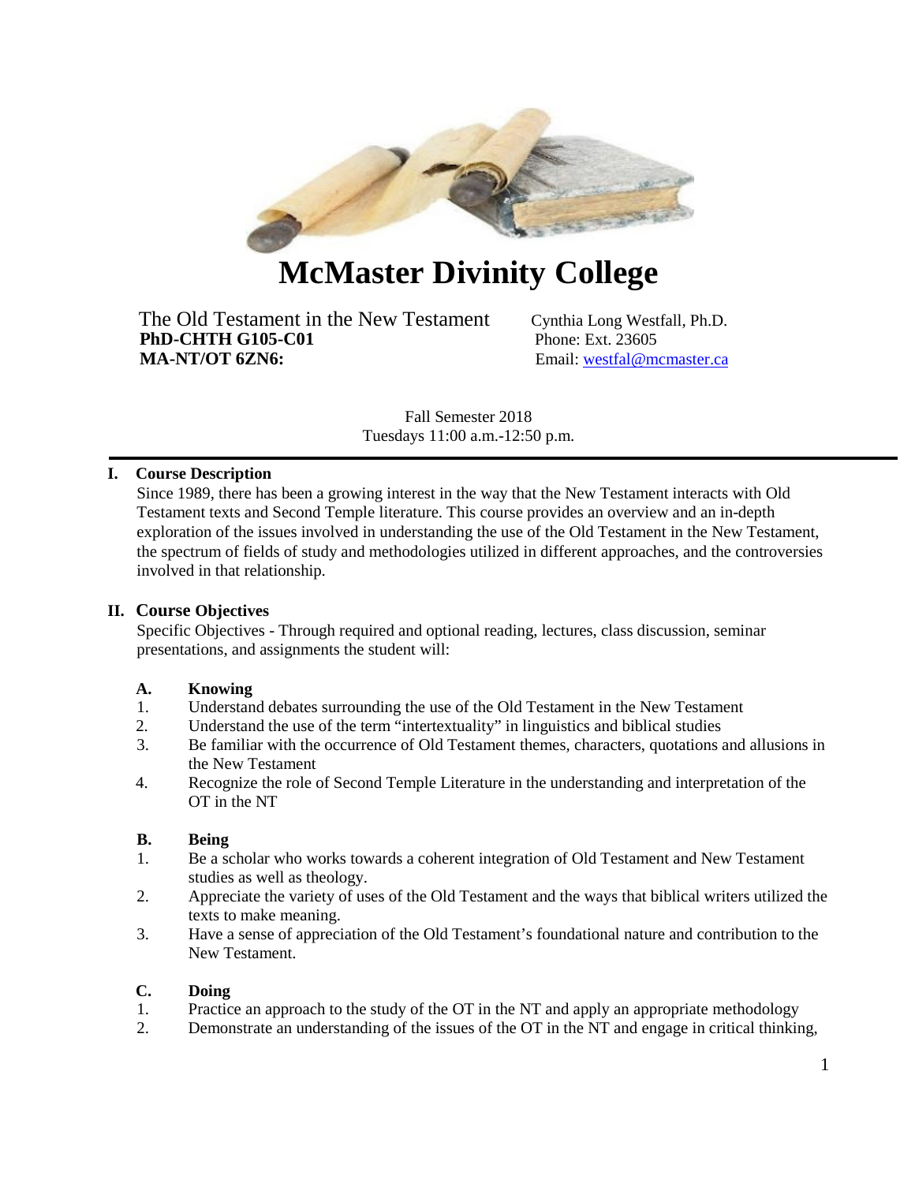# McMaster Divinity College

The Old Testament in the New Testament
**PhD-CHTH G105-C01**
**MA-NT/OT 6ZN6:**

Cynthia Long Westfall, Ph.D.
Phone: Ext. 23605
Email: westfal@mcmaster.ca

Fall Semester 2018
Tuesdays 11:00 a.m.-12:50 p.m.

## I. Course Description

Since 1989, there has been a growing interest in the way that the New Testament interacts with Old Testament texts and Second Temple literature. This course provides an overview and an in-depth exploration of the issues involved in understanding the use of the Old Testament in the New Testament, the spectrum of fields of study and methodologies utilized in different approaches, and the controversies involved in that relationship.

## II. Course Objectives

Specific Objectives - Through required and optional reading, lectures, class discussion, seminar presentations, and assignments the student will:

### A. Knowing

1. Understand debates surrounding the use of the Old Testament in the New Testament
2. Understand the use of the term "intertextuality" in linguistics and biblical studies
3. Be familiar with the occurrence of Old Testament themes, characters, quotations and allusions in the New Testament
4. Recognize the role of Second Temple Literature in the understanding and interpretation of the OT in the NT

### B. Being

1. Be a scholar who works towards a coherent integration of Old Testament and New Testament studies as well as theology.
2. Appreciate the variety of uses of the Old Testament and the ways that biblical writers utilized the texts to make meaning.
3. Have a sense of appreciation of the Old Testament's foundational nature and contribution to the New Testament.

### C. Doing

1. Practice an approach to the study of the OT in the NT and apply an appropriate methodology
2. Demonstrate an understanding of the issues of the OT in the NT and engage in critical thinking,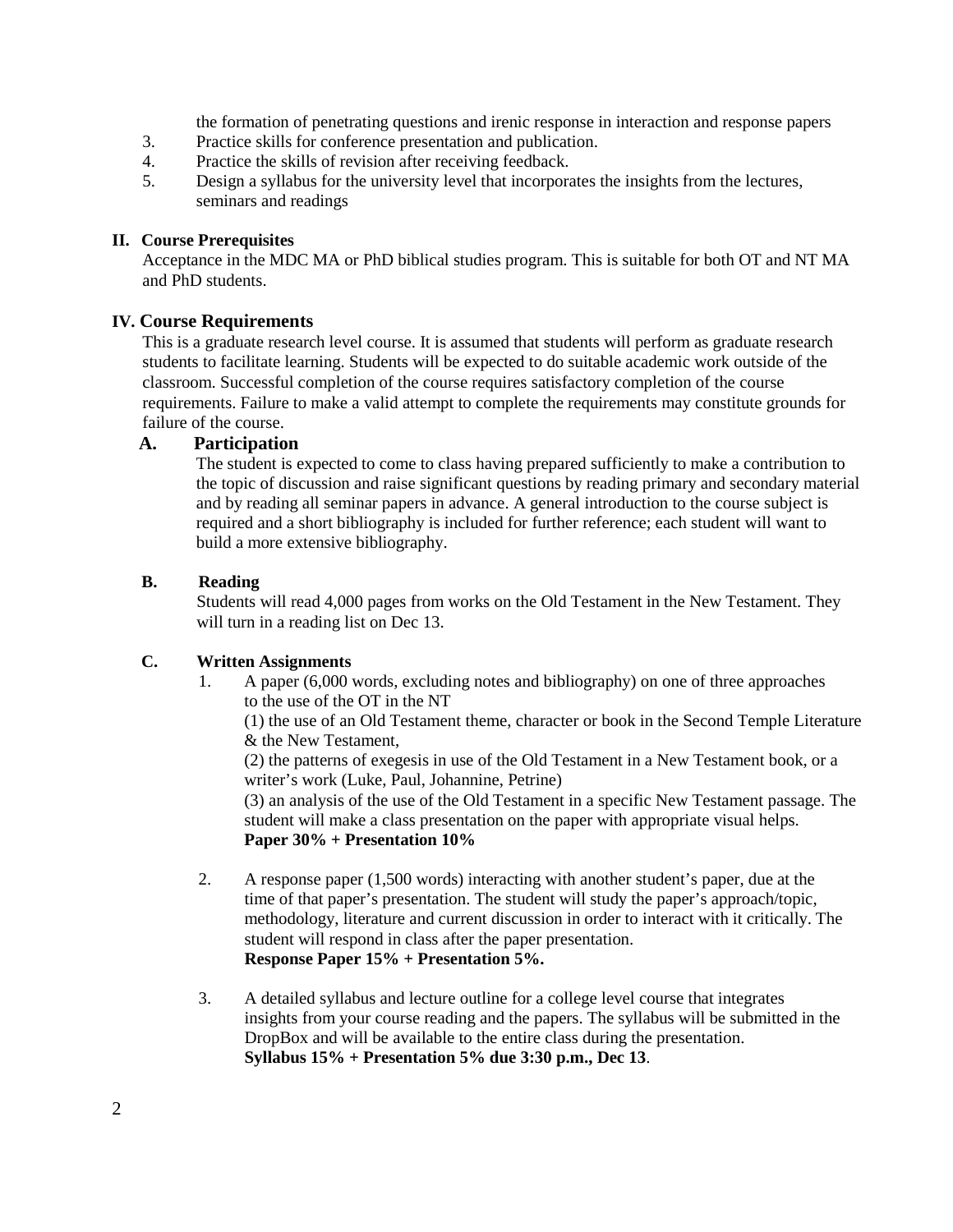the formation of penetrating questions and irenic response in interaction and response papers

3. Practice skills for conference presentation and publication.
4. Practice the skills of revision after receiving feedback.
5. Design a syllabus for the university level that incorporates the insights from the lectures, seminars and readings

## II. Course Prerequisites

Acceptance in the MDC MA or PhD biblical studies program. This is suitable for both OT and NT MA and PhD students.

## IV. Course Requirements

This is a graduate research level course. It is assumed that students will perform as graduate research students to facilitate learning. Students will be expected to do suitable academic work outside of the classroom. Successful completion of the course requires satisfactory completion of the course requirements. Failure to make a valid attempt to complete the requirements may constitute grounds for failure of the course.

### A. Participation

The student is expected to come to class having prepared sufficiently to make a contribution to the topic of discussion and raise significant questions by reading primary and secondary material and by reading all seminar papers in advance. A general introduction to the course subject is required and a short bibliography is included for further reference; each student will want to build a more extensive bibliography.

### B. Reading

Students will read 4,000 pages from works on the Old Testament in the New Testament. They will turn in a reading list on Dec 13.

### C. Written Assignments

1. A paper (6,000 words, excluding notes and bibliography) on one of three approaches to the use of the OT in the NT
   (1) the use of an Old Testament theme, character or book in the Second Temple Literature & the New Testament,
   (2) the patterns of exegesis in use of the Old Testament in a New Testament book, or a writer's work (Luke, Paul, Johannine, Petrine)
   (3) an analysis of the use of the Old Testament in a specific New Testament passage. The student will make a class presentation on the paper with appropriate visual helps.
   **Paper 30% + Presentation 10%**

2. A response paper (1,500 words) interacting with another student's paper, due at the time of that paper's presentation. The student will study the paper's approach/topic, methodology, literature and current discussion in order to interact with it critically. The student will respond in class after the paper presentation.
   **Response Paper 15% + Presentation 5%.**

3. A detailed syllabus and lecture outline for a college level course that integrates insights from your course reading and the papers. The syllabus will be submitted in the DropBox and will be available to the entire class during the presentation.
   **Syllabus 15% + Presentation 5% due 3:30 p.m., Dec 13**.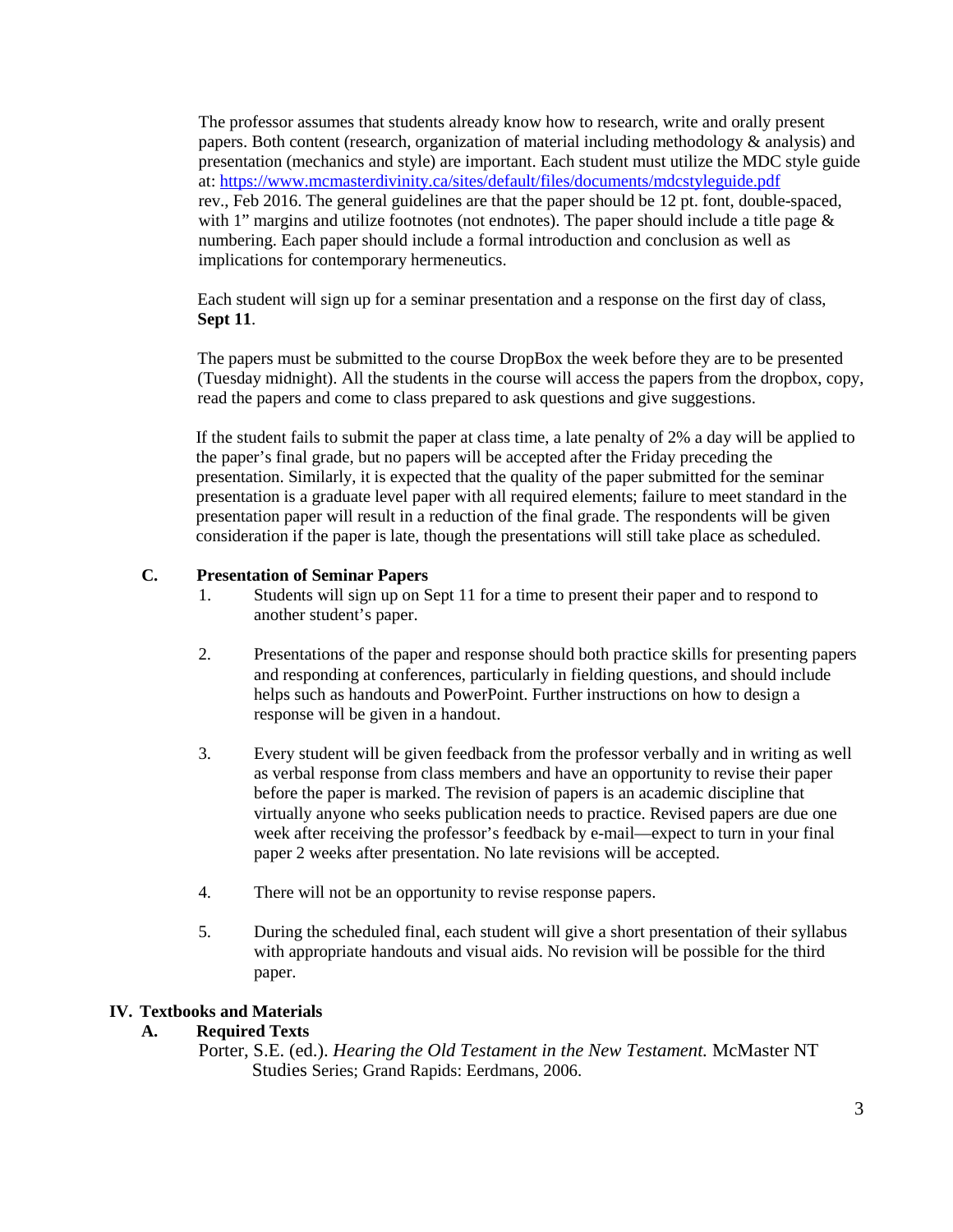The professor assumes that students already know how to research, write and orally present papers. Both content (research, organization of material including methodology & analysis) and presentation (mechanics and style) are important. Each student must utilize the MDC style guide at: https://www.mcmasterdivinity.ca/sites/default/files/documents/mdcstyleguide.pdf rev., Feb 2016. The general guidelines are that the paper should be 12 pt. font, double-spaced, with 1" margins and utilize footnotes (not endnotes). The paper should include a title page & numbering. Each paper should include a formal introduction and conclusion as well as implications for contemporary hermeneutics.

Each student will sign up for a seminar presentation and a response on the first day of class, **Sept 11**.

The papers must be submitted to the course DropBox the week before they are to be presented (Tuesday midnight). All the students in the course will access the papers from the dropbox, copy, read the papers and come to class prepared to ask questions and give suggestions.

If the student fails to submit the paper at class time, a late penalty of 2% a day will be applied to the paper's final grade, but no papers will be accepted after the Friday preceding the presentation. Similarly, it is expected that the quality of the paper submitted for the seminar presentation is a graduate level paper with all required elements; failure to meet standard in the presentation paper will result in a reduction of the final grade. The respondents will be given consideration if the paper is late, though the presentations will still take place as scheduled.

### C. Presentation of Seminar Papers

1. Students will sign up on Sept 11 for a time to present their paper and to respond to another student's paper.

2. Presentations of the paper and response should both practice skills for presenting papers and responding at conferences, particularly in fielding questions, and should include helps such as handouts and PowerPoint. Further instructions on how to design a response will be given in a handout.

3. Every student will be given feedback from the professor verbally and in writing as well as verbal response from class members and have an opportunity to revise their paper before the paper is marked. The revision of papers is an academic discipline that virtually anyone who seeks publication needs to practice. Revised papers are due one week after receiving the professor's feedback by e-mail—expect to turn in your final paper 2 weeks after presentation. No late revisions will be accepted.

4. There will not be an opportunity to revise response papers.

5. During the scheduled final, each student will give a short presentation of their syllabus with appropriate handouts and visual aids. No revision will be possible for the third paper.

## IV. Textbooks and Materials

### A. Required Texts

Porter, S.E. (ed.). *Hearing the Old Testament in the New Testament.* McMaster NT Studies Series; Grand Rapids: Eerdmans, 2006.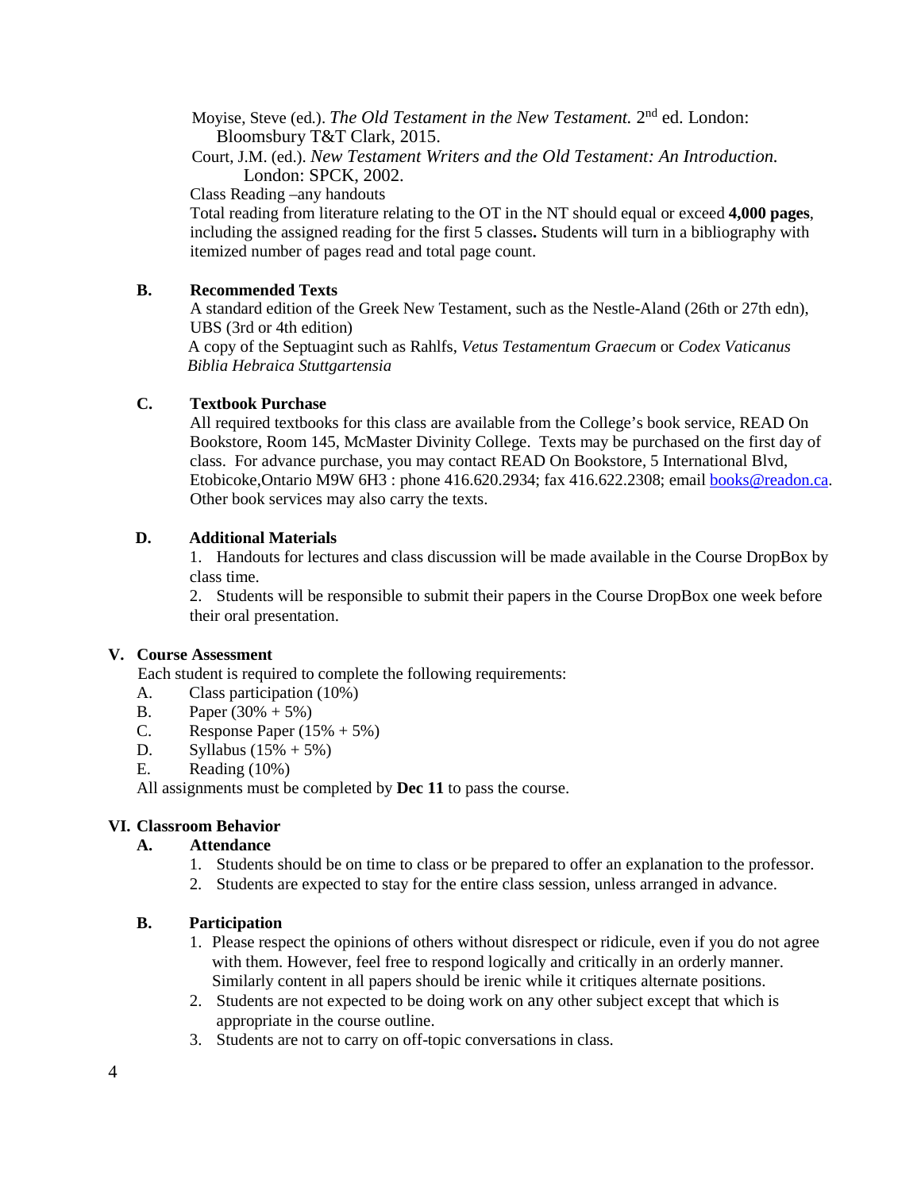Moyise, Steve (ed.). *The Old Testament in the New Testament.* 2nd ed. London: Bloomsbury T&T Clark, 2015.

Court, J.M. (ed.). *New Testament Writers and the Old Testament: An Introduction.* London: SPCK, 2002.

Class Reading –any handouts

Total reading from literature relating to the OT in the NT should equal or exceed **4,000 pages**, including the assigned reading for the first 5 classes**.** Students will turn in a bibliography with itemized number of pages read and total page count.

### B. Recommended Texts

A standard edition of the Greek New Testament, such as the Nestle-Aland (26th or 27th edn), UBS (3rd or 4th edition)

A copy of the Septuagint such as Rahlfs, *Vetus Testamentum Graecum* or *Codex Vaticanus Biblia Hebraica Stuttgartensia*

### C. Textbook Purchase

All required textbooks for this class are available from the College's book service, READ On Bookstore, Room 145, McMaster Divinity College. Texts may be purchased on the first day of class. For advance purchase, you may contact READ On Bookstore, 5 International Blvd, Etobicoke,Ontario M9W 6H3 : phone 416.620.2934; fax 416.622.2308; email books@readon.ca. Other book services may also carry the texts.

### D. Additional Materials

1. Handouts for lectures and class discussion will be made available in the Course DropBox by class time.
2. Students will be responsible to submit their papers in the Course DropBox one week before their oral presentation.

## V. Course Assessment

Each student is required to complete the following requirements:

A. Class participation (10%)
B. Paper (30% + 5%)
C. Response Paper (15% + 5%)
D. Syllabus (15% + 5%)
E. Reading (10%)

All assignments must be completed by **Dec 11** to pass the course.

## VI. Classroom Behavior

### A. Attendance

1. Students should be on time to class or be prepared to offer an explanation to the professor.
2. Students are expected to stay for the entire class session, unless arranged in advance.

### B. Participation

1. Please respect the opinions of others without disrespect or ridicule, even if you do not agree with them. However, feel free to respond logically and critically in an orderly manner. Similarly content in all papers should be irenic while it critiques alternate positions.
2. Students are not expected to be doing work on any other subject except that which is appropriate in the course outline.
3. Students are not to carry on off-topic conversations in class.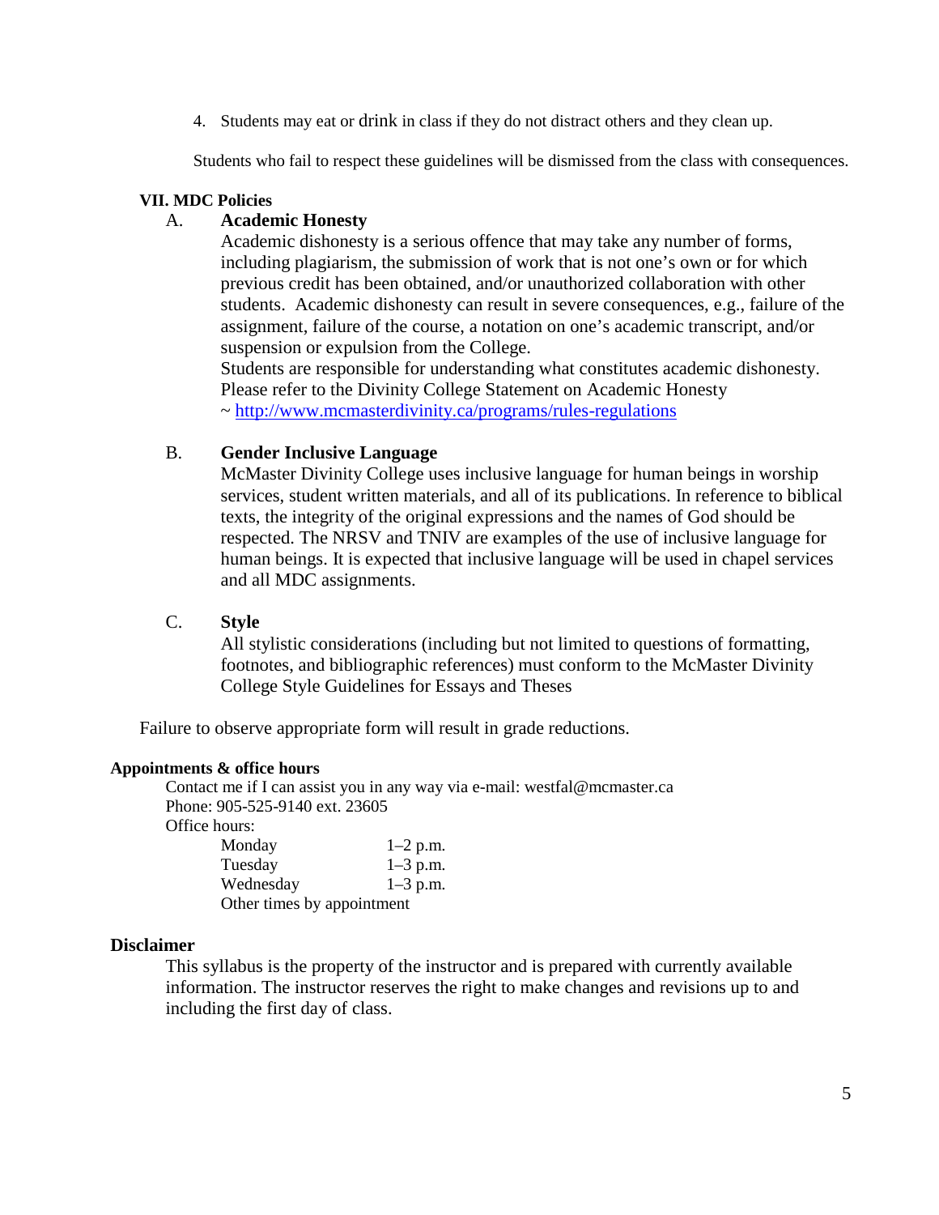4. Students may eat or drink in class if they do not distract others and they clean up.

Students who fail to respect these guidelines will be dismissed from the class with consequences.

## VII. MDC Policies

### A. Academic Honesty

Academic dishonesty is a serious offence that may take any number of forms, including plagiarism, the submission of work that is not one's own or for which previous credit has been obtained, and/or unauthorized collaboration with other students. Academic dishonesty can result in severe consequences, e.g., failure of the assignment, failure of the course, a notation on one's academic transcript, and/or suspension or expulsion from the College.

Students are responsible for understanding what constitutes academic dishonesty. Please refer to the Divinity College Statement on Academic Honesty ~ http://www.mcmasterdivinity.ca/programs/rules-regulations

### B. Gender Inclusive Language

McMaster Divinity College uses inclusive language for human beings in worship services, student written materials, and all of its publications. In reference to biblical texts, the integrity of the original expressions and the names of God should be respected. The NRSV and TNIV are examples of the use of inclusive language for human beings. It is expected that inclusive language will be used in chapel services and all MDC assignments.

### C. Style

All stylistic considerations (including but not limited to questions of formatting, footnotes, and bibliographic references) must conform to the McMaster Divinity College Style Guidelines for Essays and Theses

Failure to observe appropriate form will result in grade reductions.

## Appointments & office hours

Contact me if I can assist you in any way via e-mail: westfal@mcmaster.ca
Phone: 905-525-9140 ext. 23605
Office hours:

| | |
|---|---|
| Monday | 1–2 p.m. |
| Tuesday | 1–3 p.m. |
| Wednesday | 1–3 p.m. |

Other times by appointment

## Disclaimer

This syllabus is the property of the instructor and is prepared with currently available information. The instructor reserves the right to make changes and revisions up to and including the first day of class.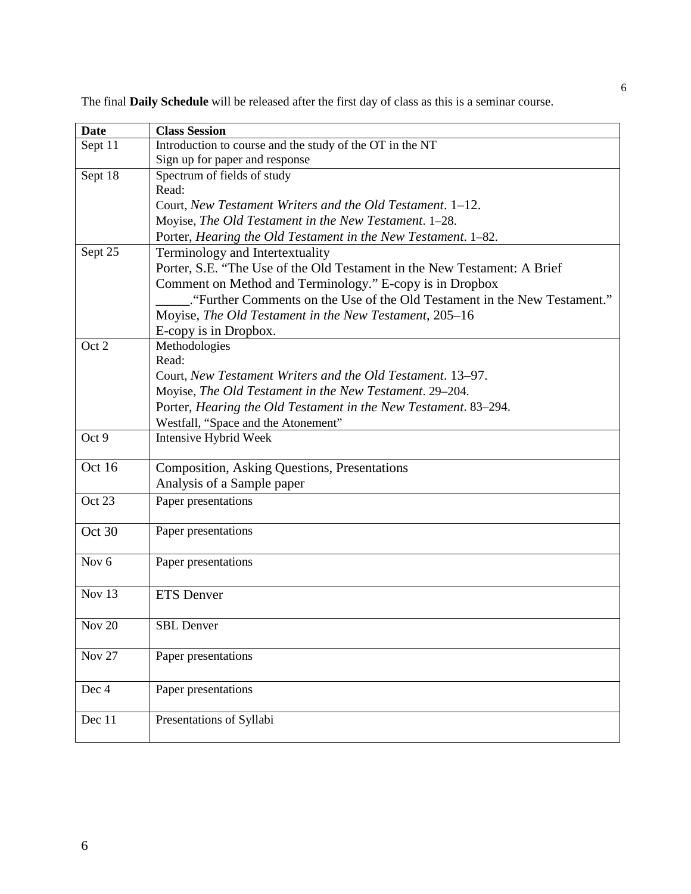The final **Daily Schedule** will be released after the first day of class as this is a seminar course.

| Date | Class Session |
|---|---|
| Sept 11 | Introduction to course and the study of the OT in the NT<br>Sign up for paper and response |
| Sept 18 | Spectrum of fields of study<br>Read:<br>Court, *New Testament Writers and the Old Testament*. 1–12.<br>Moyise, *The Old Testament in the New Testament*. 1–28.<br>Porter, *Hearing the Old Testament in the New Testament*. 1–82. |
| Sept 25 | Terminology and Intertextuality<br>Porter, S.E. "The Use of the Old Testament in the New Testament: A Brief Comment on Method and Terminology." E-copy is in Dropbox<br>_____."Further Comments on the Use of the Old Testament in the New Testament."<br>Moyise, *The Old Testament in the New Testament*, 205–16<br>E-copy is in Dropbox. |
| Oct 2 | Methodologies<br>Read:<br>Court, *New Testament Writers and the Old Testament*. 13–97.<br>Moyise, *The Old Testament in the New Testament*. 29–204.<br>Porter, *Hearing the Old Testament in the New Testament*. 83–294.<br>Westfall, "Space and the Atonement" |
| Oct 9 | Intensive Hybrid Week |
| Oct 16 | Composition, Asking Questions, Presentations<br>Analysis of a Sample paper |
| Oct 23 | Paper presentations |
| Oct 30 | Paper presentations |
| Nov 6 | Paper presentations |
| Nov 13 | ETS Denver |
| Nov 20 | SBL Denver |
| Nov 27 | Paper presentations |
| Dec 4 | Paper presentations |
| Dec 11 | Presentations of Syllabi |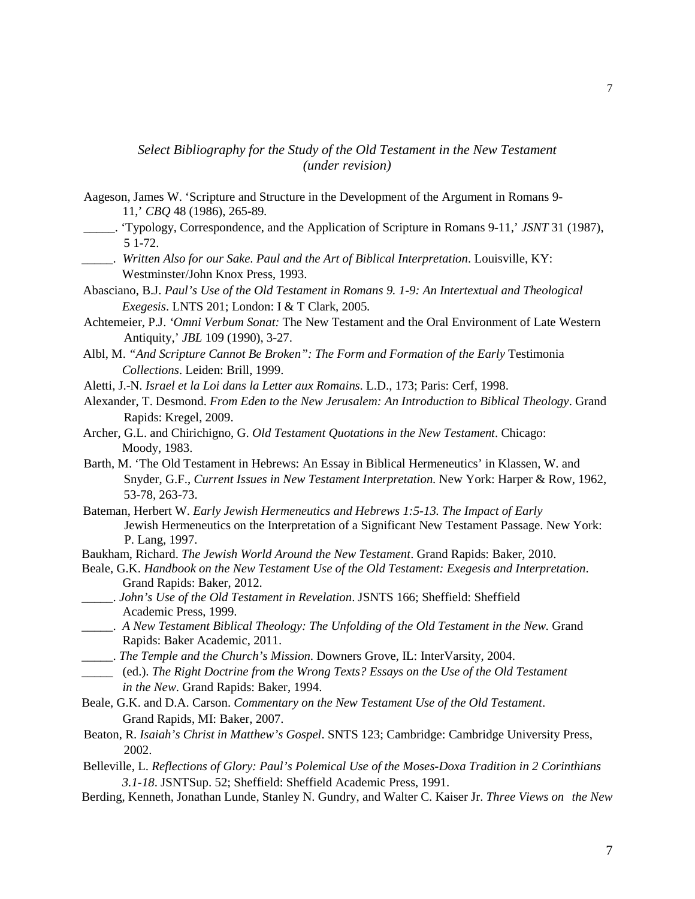*Select Bibliography for the Study of the Old Testament in the New Testament*
*(under revision)*

Aageson, James W. 'Scripture and Structure in the Development of the Argument in Romans 9-11,' *CBQ* 48 (1986), 265-89.

_____. 'Typology, Correspondence, and the Application of Scripture in Romans 9-11,' *JSNT* 31 (1987), 5 1-72.

_____. *Written Also for our Sake. Paul and the Art of Biblical Interpretation*. Louisville, KY: Westminster/John Knox Press, 1993.

Abasciano, B.J. *Paul's Use of the Old Testament in Romans 9. 1-9: An Intertextual and Theological Exegesis*. LNTS 201; London: I & T Clark, 2005.

Achtemeier, P.J. *'Omni Verbum Sonat:* The New Testament and the Oral Environment of Late Western Antiquity,' *JBL* 109 (1990), 3-27.

Albl, M. *"And Scripture Cannot Be Broken": The Form and Formation of the Early* Testimonia *Collections*. Leiden: Brill, 1999.

Aletti, J.-N. *Israel et la Loi dans la Letter aux Romains*. L.D., 173; Paris: Cerf, 1998.

Alexander, T. Desmond. *From Eden to the New Jerusalem: An Introduction to Biblical Theology*. Grand Rapids: Kregel, 2009.

Archer, G.L. and Chirichigno, G. *Old Testament Quotations in the New Testament*. Chicago: Moody, 1983.

Barth, M. 'The Old Testament in Hebrews: An Essay in Biblical Hermeneutics' in Klassen, W. and Snyder, G.F., *Current Issues in New Testament Interpretation*. New York: Harper & Row, 1962, 53-78, 263-73.

Bateman, Herbert W. *Early Jewish Hermeneutics and Hebrews 1:5-13. The Impact of Early* Jewish Hermeneutics on the Interpretation of a Significant New Testament Passage. New York: P. Lang, 1997.

Baukham, Richard. *The Jewish World Around the New Testament*. Grand Rapids: Baker, 2010.

Beale, G.K. *Handbook on the New Testament Use of the Old Testament: Exegesis and Interpretation*. Grand Rapids: Baker, 2012.

_____. *John's Use of the Old Testament in Revelation*. JSNTS 166; Sheffield: Sheffield Academic Press, 1999.

_____. *A New Testament Biblical Theology: The Unfolding of the Old Testament in the New.* Grand Rapids: Baker Academic, 2011.

_____. *The Temple and the Church's Mission.* Downers Grove, IL: InterVarsity, 2004.

_____ (ed.). *The Right Doctrine from the Wrong Texts? Essays on the Use of the Old Testament in the New*. Grand Rapids: Baker, 1994.

Beale, G.K. and D.A. Carson. *Commentary on the New Testament Use of the Old Testament*. Grand Rapids, MI: Baker, 2007.

Beaton, R. *Isaiah's Christ in Matthew's Gospel*. SNTS 123; Cambridge: Cambridge University Press, 2002.

Belleville, L. *Reflections of Glory: Paul's Polemical Use of the Moses-Doxa Tradition in 2 Corinthians 3.1-18*. JSNTSup. 52; Sheffield: Sheffield Academic Press, 1991.

Berding, Kenneth, Jonathan Lunde, Stanley N. Gundry, and Walter C. Kaiser Jr. *Three Views on the New*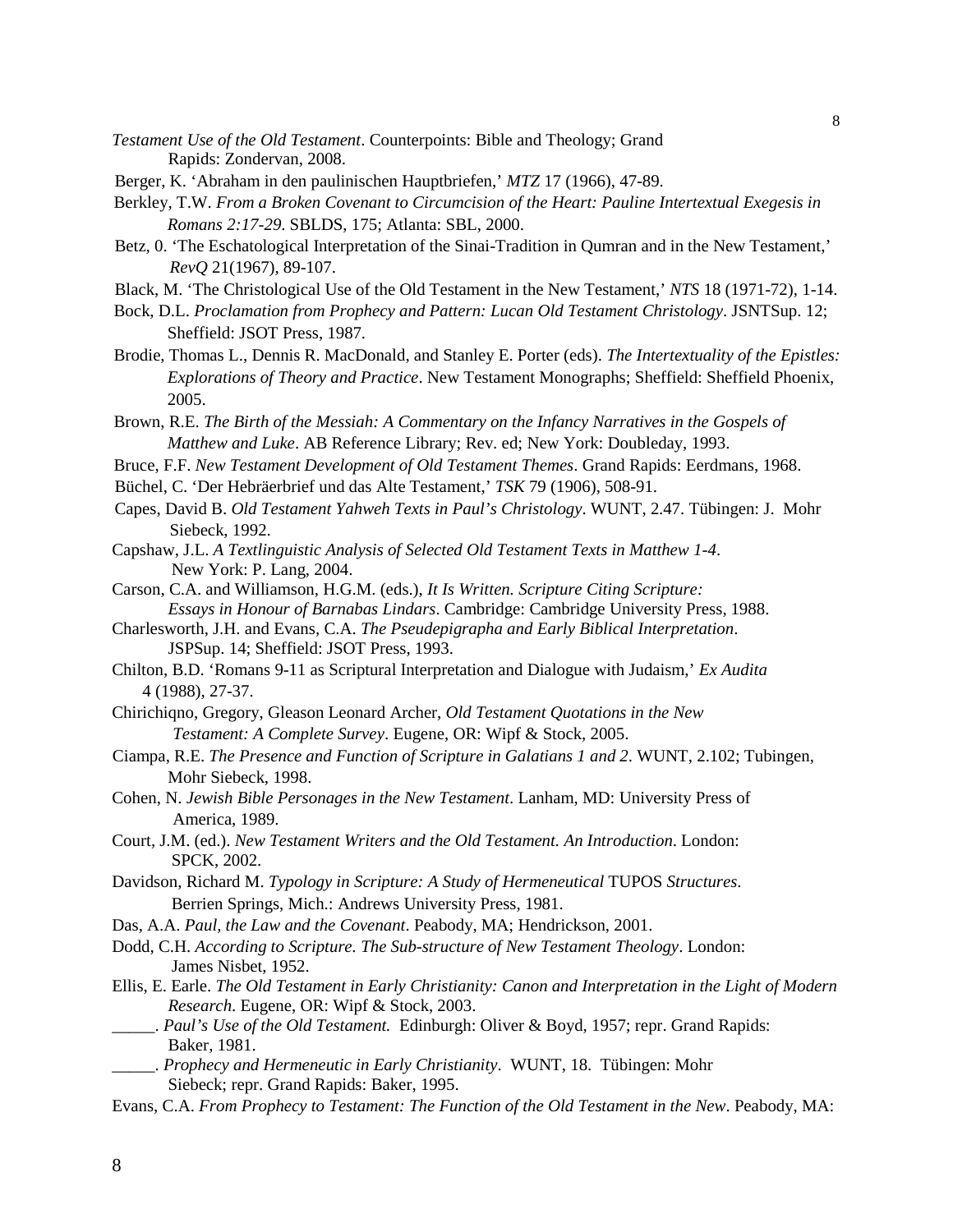*Testament Use of the Old Testament*. Counterpoints: Bible and Theology; Grand Rapids: Zondervan, 2008.

Berger, K. 'Abraham in den paulinischen Hauptbriefen,' *MTZ* 17 (1966), 47-89.

Berkley, T.W. *From a Broken Covenant to Circumcision of the Heart: Pauline Intertextual Exegesis in Romans 2:17-29*. SBLDS, 175; Atlanta: SBL, 2000.

Betz, 0. 'The Eschatological Interpretation of the Sinai-Tradition in Qumran and in the New Testament,' *RevQ* 21(1967), 89-107.

Black, M. 'The Christological Use of the Old Testament in the New Testament,' *NTS* 18 (1971-72), 1-14.

Bock, D.L. *Proclamation from Prophecy and Pattern: Lucan Old Testament Christology*. JSNTSup. 12; Sheffield: JSOT Press, 1987.

Brodie, Thomas L., Dennis R. MacDonald, and Stanley E. Porter (eds). *The Intertextuality of the Epistles: Explorations of Theory and Practice*. New Testament Monographs; Sheffield: Sheffield Phoenix, 2005.

Brown, R.E. *The Birth of the Messiah: A Commentary on the Infancy Narratives in the Gospels of Matthew and Luke*. AB Reference Library; Rev. ed; New York: Doubleday, 1993.

Bruce, F.F. *New Testament Development of Old Testament Themes*. Grand Rapids: Eerdmans, 1968.

Büchel, C. 'Der Hebräerbrief und das Alte Testament,' *TSK* 79 (1906), 508-91.

Capes, David B. *Old Testament Yahweh Texts in Paul's Christology*. WUNT, 2.47. Tübingen: J. Mohr Siebeck, 1992.

Capshaw, J.L. *A Textlinguistic Analysis of Selected Old Testament Texts in Matthew 1-4*. New York: P. Lang, 2004.

Carson, C.A. and Williamson, H.G.M. (eds.), *It Is Written. Scripture Citing Scripture: Essays in Honour of Barnabas Lindars*. Cambridge: Cambridge University Press, 1988.

Charlesworth, J.H. and Evans, C.A. *The Pseudepigrapha and Early Biblical Interpretation*. JSPSup. 14; Sheffield: JSOT Press, 1993.

Chilton, B.D. 'Romans 9-11 as Scriptural Interpretation and Dialogue with Judaism,' *Ex Audita* 4 (1988), 27-37.

Chirichiqno, Gregory, Gleason Leonard Archer, *Old Testament Quotations in the New Testament: A Complete Survey*. Eugene, OR: Wipf & Stock, 2005.

Ciampa, R.E. *The Presence and Function of Scripture in Galatians 1 and 2*. WUNT, 2.102; Tubingen, Mohr Siebeck, 1998.

Cohen, N. *Jewish Bible Personages in the New Testament*. Lanham, MD: University Press of America, 1989.

Court, J.M. (ed.). *New Testament Writers and the Old Testament. An Introduction*. London: SPCK, 2002.

Davidson, Richard M. *Typology in Scripture: A Study of Hermeneutical* TUPOS *Structures*. Berrien Springs, Mich.: Andrews University Press, 1981.

Das, A.A. *Paul, the Law and the Covenant*. Peabody, MA; Hendrickson, 2001.

Dodd, C.H. *According to Scripture. The Sub-structure of New Testament Theology*. London: James Nisbet, 1952.

Ellis, E. Earle. *The Old Testament in Early Christianity: Canon and Interpretation in the Light of Modern Research*. Eugene, OR: Wipf & Stock, 2003.

\_\_\_\_\_. *Paul's Use of the Old Testament.* Edinburgh: Oliver & Boyd, 1957; repr. Grand Rapids: Baker, 1981.

\_\_\_\_\_. *Prophecy and Hermeneutic in Early Christianity*. WUNT, 18. Tübingen: Mohr Siebeck; repr. Grand Rapids: Baker, 1995.

Evans, C.A. *From Prophecy to Testament: The Function of the Old Testament in the New*. Peabody, MA: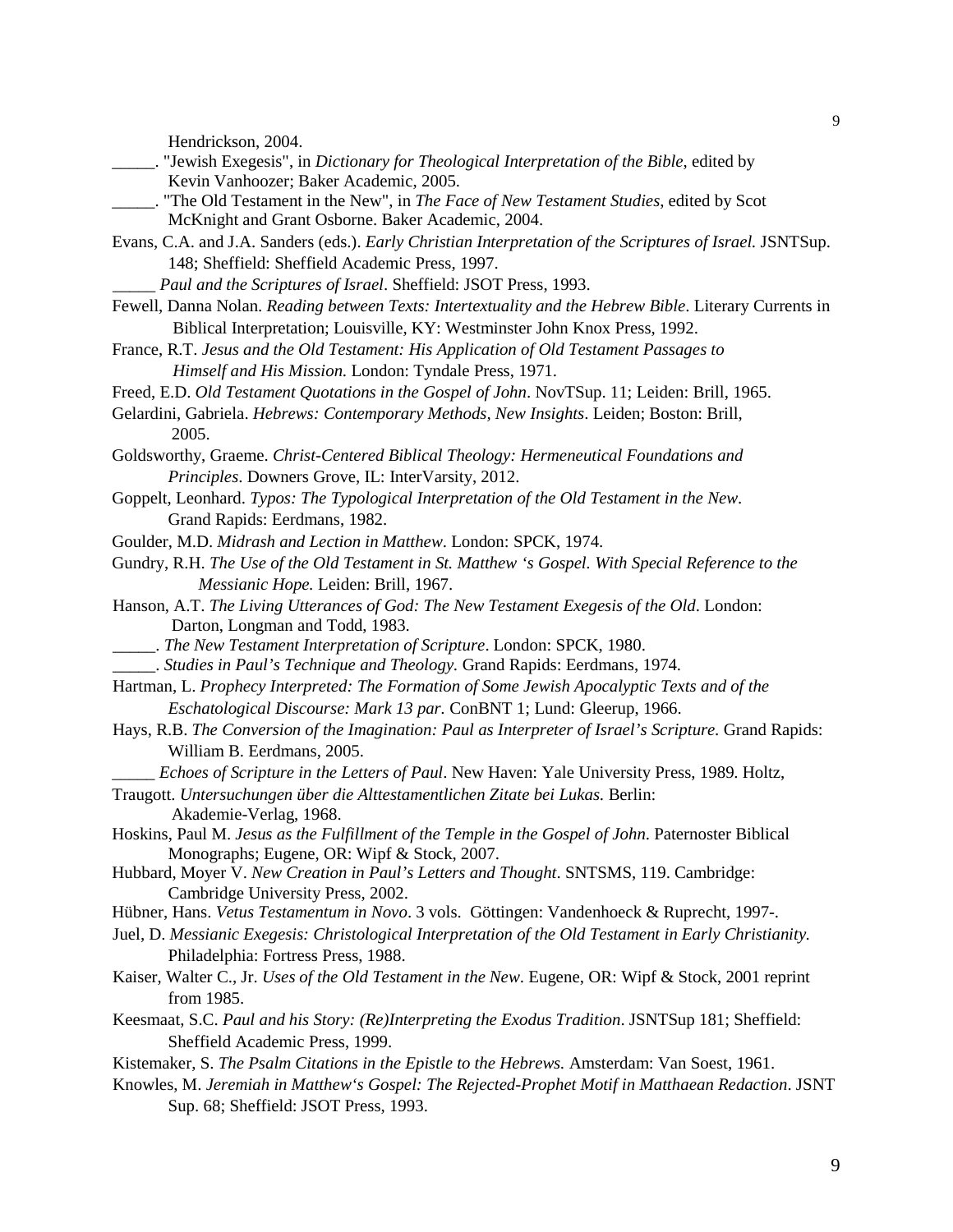Hendrickson, 2004.

_____. "Jewish Exegesis", in *Dictionary for Theological Interpretation of the Bible*, edited by Kevin Vanhoozer; Baker Academic, 2005.

_____. "The Old Testament in the New", in *The Face of New Testament Studies*, edited by Scot McKnight and Grant Osborne. Baker Academic, 2004.

Evans, C.A. and J.A. Sanders (eds.). *Early Christian Interpretation of the Scriptures of Israel.* JSNTSup. 148; Sheffield: Sheffield Academic Press, 1997.

_____ *Paul and the Scriptures of Israel*. Sheffield: JSOT Press, 1993.

Fewell, Danna Nolan. *Reading between Texts: Intertextuality and the Hebrew Bible*. Literary Currents in Biblical Interpretation; Louisville, KY: Westminster John Knox Press, 1992.

France, R.T. *Jesus and the Old Testament: His Application of Old Testament Passages to Himself and His Mission.* London: Tyndale Press, 1971.

Freed, E.D. *Old Testament Quotations in the Gospel of John*. NovTSup. 11; Leiden: Brill, 1965.

Gelardini, Gabriela. *Hebrews: Contemporary Methods, New Insights*. Leiden; Boston: Brill, 2005.

Goldsworthy, Graeme. *Christ-Centered Biblical Theology: Hermeneutical Foundations and Principles*. Downers Grove, IL: InterVarsity, 2012.

Goppelt, Leonhard. *Typos: The Typological Interpretation of the Old Testament in the New*. Grand Rapids: Eerdmans, 1982.

Goulder, M.D. *Midrash and Lection in Matthew*. London: SPCK, 1974.

Gundry, R.H. *The Use of the Old Testament in St. Matthew 's Gospel. With Special Reference to the Messianic Hope.* Leiden: Brill, 1967.

Hanson, A.T. *The Living Utterances of God: The New Testament Exegesis of the Old*. London: Darton, Longman and Todd, 1983.

_____. *The New Testament Interpretation of Scripture*. London: SPCK, 1980.

_____. *Studies in Paul's Technique and Theology.* Grand Rapids: Eerdmans, 1974.

Hartman, L. *Prophecy Interpreted: The Formation of Some Jewish Apocalyptic Texts and of the Eschatological Discourse: Mark 13 par.* ConBNT 1; Lund: Gleerup, 1966.

Hays, R.B. *The Conversion of the Imagination: Paul as Interpreter of Israel's Scripture.* Grand Rapids: William B. Eerdmans, 2005.

_____ *Echoes of Scripture in the Letters of Paul*. New Haven: Yale University Press, 1989. Holtz,

Traugott. *Untersuchungen über die Alttestamentlichen Zitate bei Lukas.* Berlin: Akademie-Verlag, 1968.

Hoskins, Paul M. *Jesus as the Fulfillment of the Temple in the Gospel of John*. Paternoster Biblical Monographs; Eugene, OR: Wipf & Stock, 2007.

Hubbard, Moyer V. *New Creation in Paul's Letters and Thought*. SNTSMS, 119. Cambridge: Cambridge University Press, 2002.

Hübner, Hans. *Vetus Testamentum in Novo*. 3 vols. Göttingen: Vandenhoeck & Ruprecht, 1997-.

Juel, D. *Messianic Exegesis: Christological Interpretation of the Old Testament in Early Christianity.* Philadelphia: Fortress Press, 1988.

Kaiser, Walter C., Jr. *Uses of the Old Testament in the New*. Eugene, OR: Wipf & Stock, 2001 reprint from 1985.

Keesmaat, S.C. *Paul and his Story: (Re)Interpreting the Exodus Tradition*. JSNTSup 181; Sheffield: Sheffield Academic Press, 1999.

Kistemaker, S. *The Psalm Citations in the Epistle to the Hebrews.* Amsterdam: Van Soest, 1961.

Knowles, M. *Jeremiah in Matthew's Gospel: The Rejected-Prophet Motif in Matthaean Redaction*. JSNT Sup. 68; Sheffield: JSOT Press, 1993.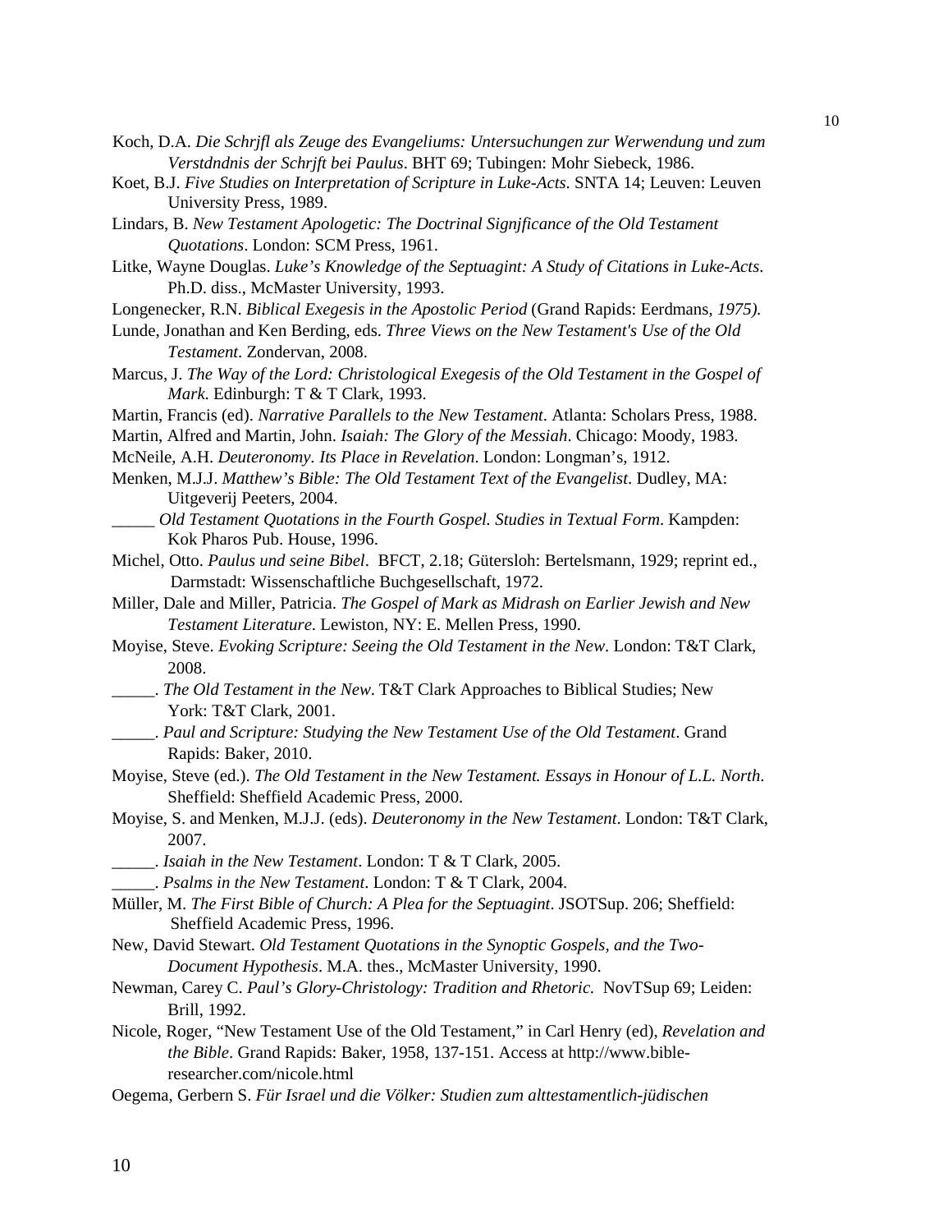Koch, D.A. *Die Schrjfl als Zeuge des Evangeliums: Untersuchungen zur Werwendung und zum Verstdndnis der Schrjft bei Paulus*. BHT 69; Tubingen: Mohr Siebeck, 1986.

Koet, B.J. *Five Studies on Interpretation of Scripture in Luke-Acts*. SNTA 14; Leuven: Leuven University Press, 1989.

Lindars, B. *New Testament Apologetic: The Doctrinal Signjficance of the Old Testament Quotations*. London: SCM Press, 1961.

Litke, Wayne Douglas. *Luke's Knowledge of the Septuagint: A Study of Citations in Luke-Acts*. Ph.D. diss., McMaster University, 1993.

Longenecker, R.N. *Biblical Exegesis in the Apostolic Period* (Grand Rapids: Eerdmans, *1975).*

Lunde, Jonathan and Ken Berding, eds. *Three Views on the New Testament's Use of the Old Testament*. Zondervan, 2008.

Marcus, J. *The Way of the Lord: Christological Exegesis of the Old Testament in the Gospel of Mark*. Edinburgh: T & T Clark, 1993.

Martin, Francis (ed). *Narrative Parallels to the New Testament*. Atlanta: Scholars Press, 1988.

Martin, Alfred and Martin, John. *Isaiah: The Glory of the Messiah*. Chicago: Moody, 1983.

McNeile, A.H. *Deuteronomy. Its Place in Revelation*. London: Longman's, 1912.

Menken, M.J.J. *Matthew's Bible: The Old Testament Text of the Evangelist*. Dudley, MA: Uitgeverij Peeters, 2004.

_____ *Old Testament Quotations in the Fourth Gospel. Studies in Textual Form*. Kampden: Kok Pharos Pub. House, 1996.

Michel, Otto. *Paulus und seine Bibel*. BFCT, 2.18; Gütersloh: Bertelsmann, 1929; reprint ed., Darmstadt: Wissenschaftliche Buchgesellschaft, 1972.

Miller, Dale and Miller, Patricia. *The Gospel of Mark as Midrash on Earlier Jewish and New Testament Literature*. Lewiston, NY: E. Mellen Press, 1990.

Moyise, Steve. *Evoking Scripture: Seeing the Old Testament in the New*. London: T&T Clark, 2008.

_____. *The Old Testament in the New*. T&T Clark Approaches to Biblical Studies; New York: T&T Clark, 2001.

_____. *Paul and Scripture: Studying the New Testament Use of the Old Testament*. Grand Rapids: Baker, 2010.

Moyise, Steve (ed.). *The Old Testament in the New Testament. Essays in Honour of L.L. North*. Sheffield: Sheffield Academic Press, 2000.

Moyise, S. and Menken, M.J.J. (eds). *Deuteronomy in the New Testament*. London: T&T Clark, 2007.

_____. *Isaiah in the New Testament*. London: T & T Clark, 2005.

_____. *Psalms in the New Testament*. London: T & T Clark, 2004.

Müller, M. *The First Bible of Church: A Plea for the Septuagint*. JSOTSup. 206; Sheffield: Sheffield Academic Press, 1996.

New, David Stewart. *Old Testament Quotations in the Synoptic Gospels, and the Two-Document Hypothesis*. M.A. thes., McMaster University, 1990.

Newman, Carey C. *Paul's Glory-Christology: Tradition and Rhetoric.* NovTSup 69; Leiden: Brill, 1992.

Nicole, Roger, "New Testament Use of the Old Testament," in Carl Henry (ed), *Revelation and the Bible*. Grand Rapids: Baker, 1958, 137-151. Access at http://www.bible-researcher.com/nicole.html

Oegema, Gerbern S. *Für Israel und die Völker: Studien zum alttestamentlich-jüdischen*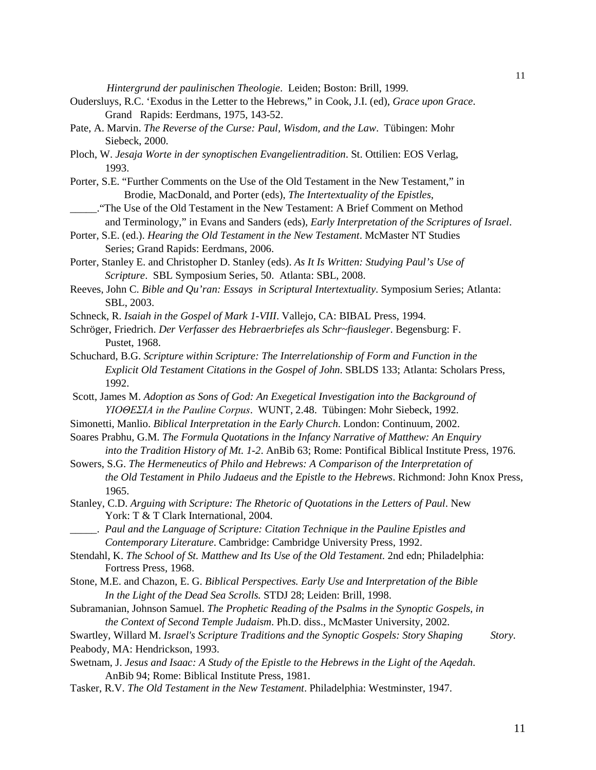*Hintergrund der paulinischen Theologie*. Leiden; Boston: Brill, 1999.

Oudersluys, R.C. 'Exodus in the Letter to the Hebrews," in Cook, J.I. (ed), *Grace upon Grace*. Grand Rapids: Eerdmans, 1975, 143-52.

Pate, A. Marvin. *The Reverse of the Curse: Paul, Wisdom, and the Law*. Tübingen: Mohr Siebeck, 2000.

Ploch, W. *Jesaja Worte in der synoptischen Evangelientradition*. St. Ottilien: EOS Verlag, 1993.

Porter, S.E. "Further Comments on the Use of the Old Testament in the New Testament," in Brodie, MacDonald, and Porter (eds), *The Intertextuality of the Epistles*,

_____."The Use of the Old Testament in the New Testament: A Brief Comment on Method and Terminology," in Evans and Sanders (eds), *Early Interpretation of the Scriptures of Israel*.

Porter, S.E. (ed.). *Hearing the Old Testament in the New Testament*. McMaster NT Studies Series; Grand Rapids: Eerdmans, 2006.

Porter, Stanley E. and Christopher D. Stanley (eds). *As It Is Written: Studying Paul's Use of Scripture*. SBL Symposium Series, 50. Atlanta: SBL, 2008.

Reeves, John C. *Bible and Qu'ran: Essays in Scriptural Intertextuality*. Symposium Series; Atlanta: SBL, 2003.

Schneck, R. *Isaiah in the Gospel of Mark 1-VIII*. Vallejo, CA: BIBAL Press, 1994.

Schröger, Friedrich. *Der Verfasser des Hebraerbriefes als Schr~fiausleger*. Begensburg: F. Pustet, 1968.

Schuchard, B.G. *Scripture within Scripture: The Interrelationship of Form and Function in the Explicit Old Testament Citations in the Gospel of John*. SBLDS 133; Atlanta: Scholars Press, 1992.

Scott, James M. *Adoption as Sons of God: An Exegetical Investigation into the Background of ΥΙΟΘΕΣΙΑ in the Pauline Corpus*. WUNT, 2.48. Tübingen: Mohr Siebeck, 1992.

Simonetti, Manlio. *Biblical Interpretation in the Early Church*. London: Continuum, 2002.

Soares Prabhu, G.M. *The Formula Quotations in the Infancy Narrative of Matthew: An Enquiry into the Tradition History of Mt. 1-2*. AnBib 63; Rome: Pontifical Biblical Institute Press, 1976.

Sowers, S.G. *The Hermeneutics of Philo and Hebrews: A Comparison of the Interpretation of the Old Testament in Philo Judaeus and the Epistle to the Hebrews*. Richmond: John Knox Press, 1965.

Stanley, C.D. *Arguing with Scripture: The Rhetoric of Quotations in the Letters of Paul*. New York: T & T Clark International, 2004.

_____. *Paul and the Language of Scripture: Citation Technique in the Pauline Epistles and Contemporary Literature*. Cambridge: Cambridge University Press, 1992.

Stendahl, K. *The School of St. Matthew and Its Use of the Old Testament.* 2nd edn; Philadelphia: Fortress Press, 1968.

Stone, M.E. and Chazon, E. G. *Biblical Perspectives. Early Use and Interpretation of the Bible In the Light of the Dead Sea Scrolls.* STDJ 28; Leiden: Brill, 1998.

Subramanian, Johnson Samuel. *The Prophetic Reading of the Psalms in the Synoptic Gospels, in the Context of Second Temple Judaism*. Ph.D. diss., McMaster University, 2002.

Swartley, Willard M. *Israel's Scripture Traditions and the Synoptic Gospels: Story Shaping Story*. Peabody, MA: Hendrickson, 1993.

Swetnam, J. *Jesus and Isaac: A Study of the Epistle to the Hebrews in the Light of the Aqedah*. AnBib 94; Rome: Biblical Institute Press, 1981.

Tasker, R.V. *The Old Testament in the New Testament*. Philadelphia: Westminster, 1947.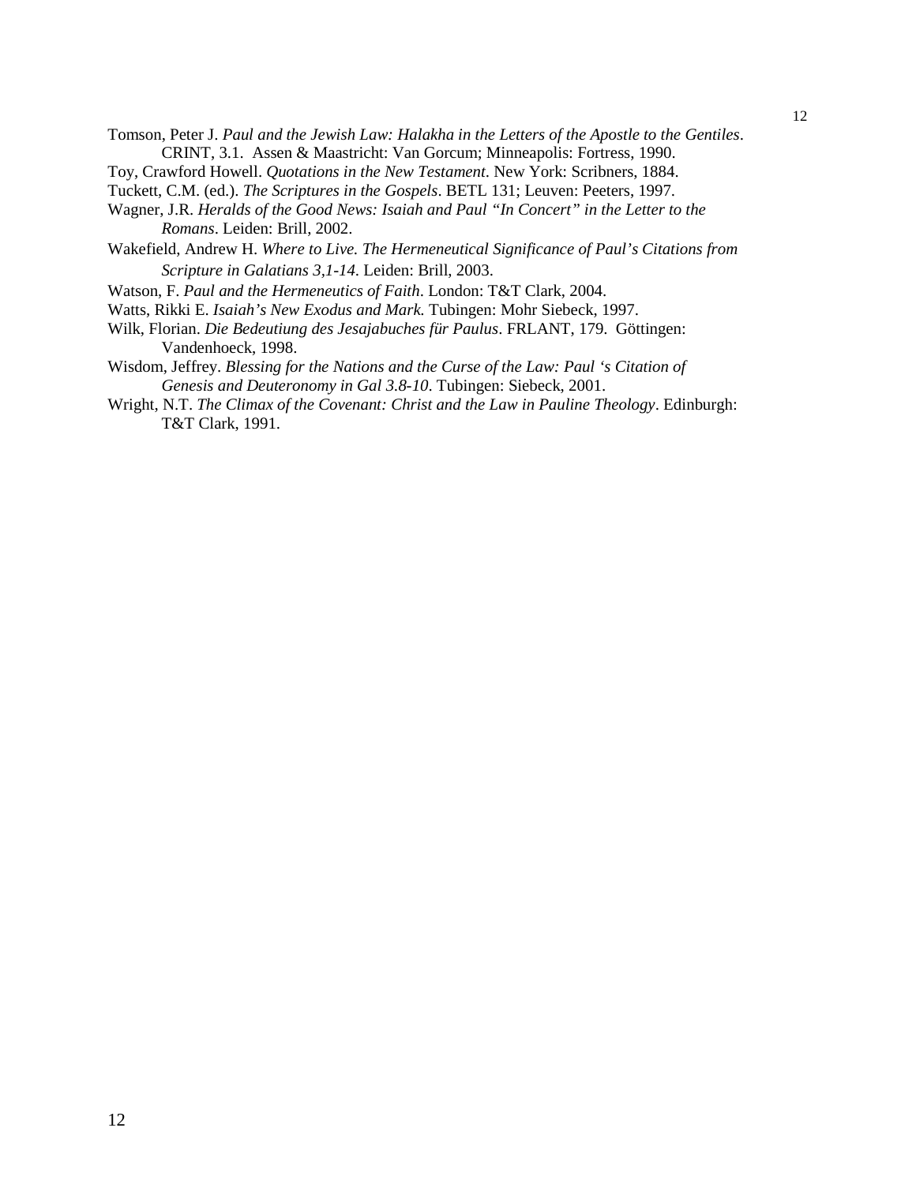Tomson, Peter J. *Paul and the Jewish Law: Halakha in the Letters of the Apostle to the Gentiles*. CRINT, 3.1. Assen & Maastricht: Van Gorcum; Minneapolis: Fortress, 1990.

Toy, Crawford Howell. *Quotations in the New Testament*. New York: Scribners, 1884.

Tuckett, C.M. (ed.). *The Scriptures in the Gospels*. BETL 131; Leuven: Peeters, 1997.

Wagner, J.R. *Heralds of the Good News: Isaiah and Paul "In Concert" in the Letter to the Romans*. Leiden: Brill, 2002.

Wakefield, Andrew H. *Where to Live. The Hermeneutical Significance of Paul's Citations from Scripture in Galatians 3,1-14.* Leiden: Brill, 2003.

Watson, F. *Paul and the Hermeneutics of Faith*. London: T&T Clark, 2004.

Watts, Rikki E. *Isaiah's New Exodus and Mark.* Tubingen: Mohr Siebeck, 1997.

Wilk, Florian. *Die Bedeutiung des Jesajabuches für Paulus*. FRLANT, 179. Göttingen: Vandenhoeck, 1998.

Wisdom, Jeffrey. *Blessing for the Nations and the Curse of the Law: Paul 's Citation of Genesis and Deuteronomy in Gal 3.8-10*. Tubingen: Siebeck, 2001.

Wright, N.T. *The Climax of the Covenant: Christ and the Law in Pauline Theology*. Edinburgh: T&T Clark, 1991.